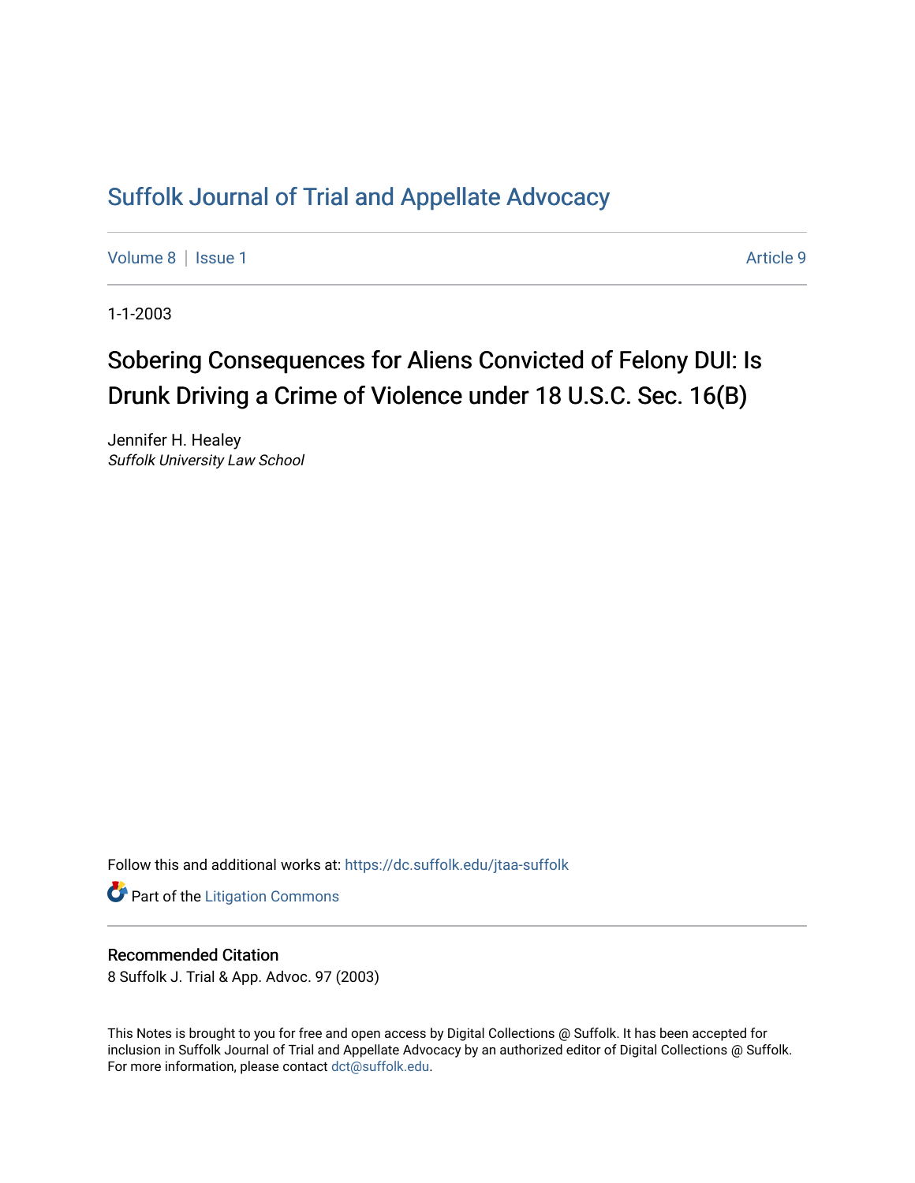# Suffolk Journal of Trial and Appellate Advocacy

Volume 8 | Issue 1 Article 9

1-1-2003

## Sobering Consequences for Aliens Convicted of Felony DUI: Is Drunk Driving a Crime of Violence under 18 U.S.C. Sec. 16(B)

Jennifer H. Healey
*Suffolk University Law School*

Follow this and additional works at: https://dc.suffolk.edu/jtaa-suffolk

Part of the Litigation Commons

### Recommended Citation

8 Suffolk J. Trial & App. Advoc. 97 (2003)

This Notes is brought to you for free and open access by Digital Collections @ Suffolk. It has been accepted for inclusion in Suffolk Journal of Trial and Appellate Advocacy by an authorized editor of Digital Collections @ Suffolk. For more information, please contact dct@suffolk.edu.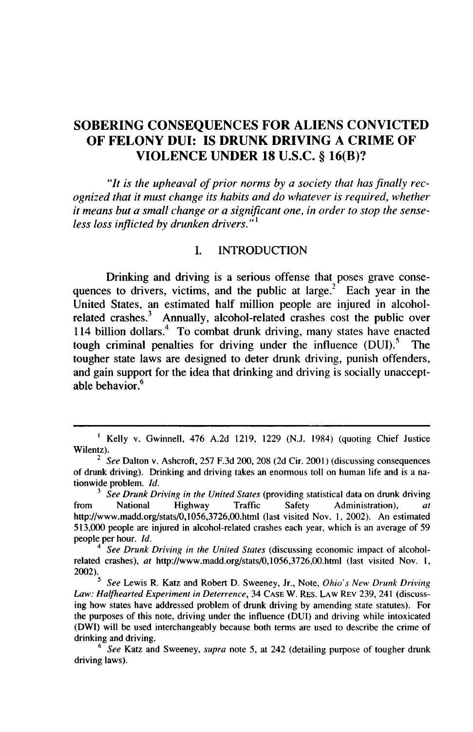# SOBERING CONSEQUENCES FOR ALIENS CONVICTED OF FELONY DUI: IS DRUNK DRIVING A CRIME OF VIOLENCE UNDER 18 U.S.C. § 16(B)?

*"It is the upheaval of prior norms by a society that has finally recognized that it must change its habits and do whatever is required, whether it means but a small change or a significant one, in order to stop the senseless loss inflicted by drunken drivers."*[1]

## I. INTRODUCTION

Drinking and driving is a serious offense that poses grave consequences to drivers, victims, and the public at large.[2] Each year in the United States, an estimated half million people are injured in alcohol-related crashes.[3] Annually, alcohol-related crashes cost the public over 114 billion dollars.[4] To combat drunk driving, many states have enacted tough criminal penalties for driving under the influence (DUI).[5] The tougher state laws are designed to deter drunk driving, punish offenders, and gain support for the idea that drinking and driving is socially unacceptable behavior.[6]

---

[1] Kelly v. Gwinnell, 476 A.2d 1219, 1229 (N.J. 1984) (quoting Chief Justice Wilentz).

[2] *See* Dalton v. Ashcroft, 257 F.3d 200, 208 (2d Cir. 2001) (discussing consequences of drunk driving). Drinking and driving takes an enormous toll on human life and is a nationwide problem. *Id.*

[3] *See Drunk Driving in the United States* (providing statistical data on drunk driving from National Highway Traffic Safety Administration), *at* http://www.madd.org/stats/0,1056,3726,00.html (last visited Nov. 1, 2002). An estimated 513,000 people are injured in alcohol-related crashes each year, which is an average of 59 people per hour. *Id.*

[4] *See Drunk Driving in the United States* (discussing economic impact of alcohol-related crashes), *at* http://www.madd.org/stats/0,1056,3726,00.html (last visited Nov. 1, 2002).

[5] *See* Lewis R. Katz and Robert D. Sweeney, Jr., Note, *Ohio's New Drunk Driving Law: Halfhearted Experiment in Deterrence*, 34 CASE W. RES. LAW REV 239, 241 (discussing how states have addressed problem of drunk driving by amending state statutes). For the purposes of this note, driving under the influence (DUI) and driving while intoxicated (DWI) will be used interchangeably because both terms are used to describe the crime of drinking and driving.

[6] *See* Katz and Sweeney, *supra* note 5, at 242 (detailing purpose of tougher drunk driving laws).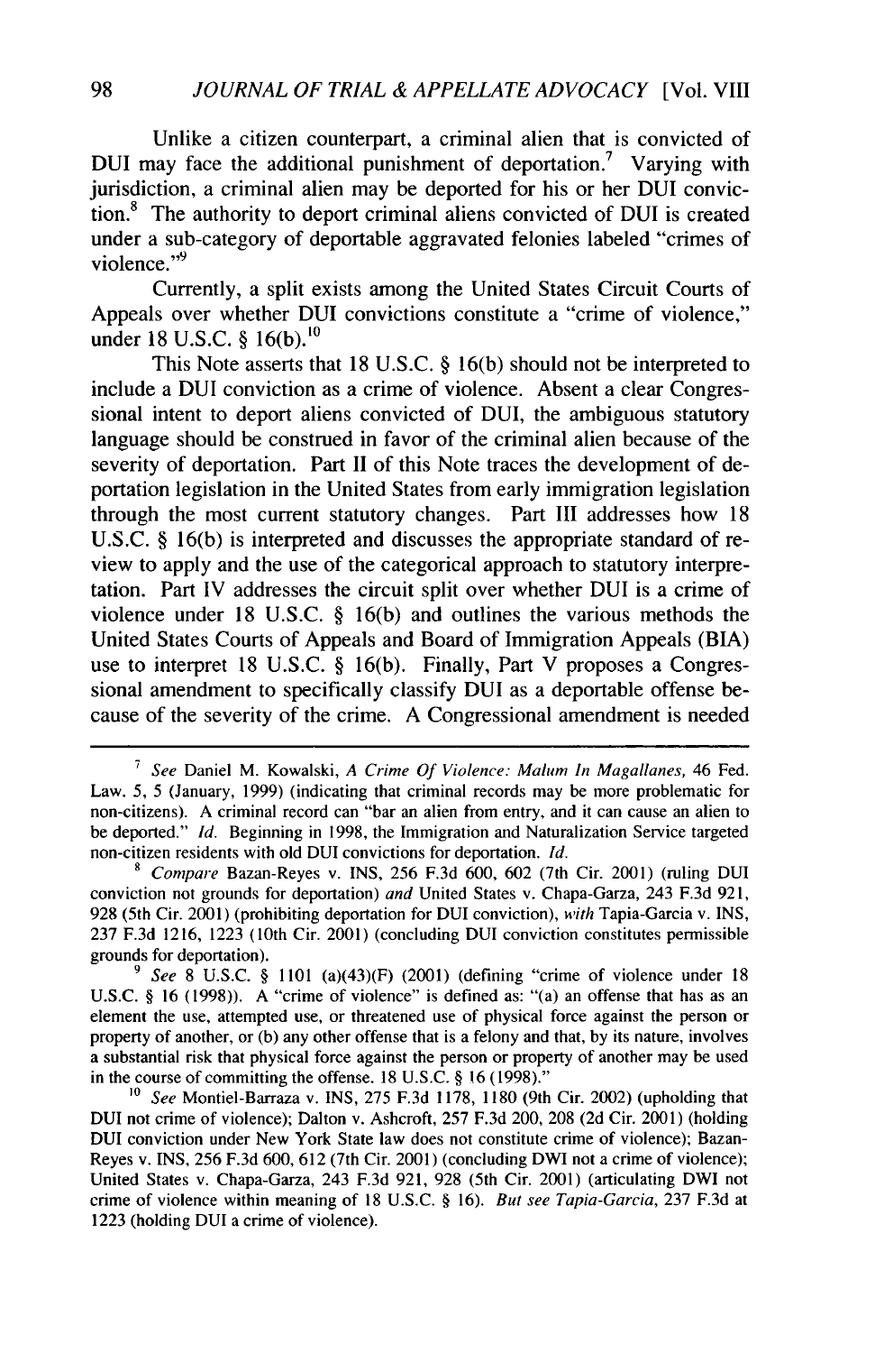Unlike a citizen counterpart, a criminal alien that is convicted of DUI may face the additional punishment of deportation.[7] Varying with jurisdiction, a criminal alien may be deported for his or her DUI conviction.[8] The authority to deport criminal aliens convicted of DUI is created under a sub-category of deportable aggravated felonies labeled "crimes of violence."[9]

Currently, a split exists among the United States Circuit Courts of Appeals over whether DUI convictions constitute a "crime of violence," under 18 U.S.C. § 16(b).[10]

This Note asserts that 18 U.S.C. § 16(b) should not be interpreted to include a DUI conviction as a crime of violence. Absent a clear Congressional intent to deport aliens convicted of DUI, the ambiguous statutory language should be construed in favor of the criminal alien because of the severity of deportation. Part II of this Note traces the development of deportation legislation in the United States from early immigration legislation through the most current statutory changes. Part III addresses how 18 U.S.C. § 16(b) is interpreted and discusses the appropriate standard of review to apply and the use of the categorical approach to statutory interpretation. Part IV addresses the circuit split over whether DUI is a crime of violence under 18 U.S.C. § 16(b) and outlines the various methods the United States Courts of Appeals and Board of Immigration Appeals (BIA) use to interpret 18 U.S.C. § 16(b). Finally, Part V proposes a Congressional amendment to specifically classify DUI as a deportable offense because of the severity of the crime. A Congressional amendment is needed

---

[7] *See* Daniel M. Kowalski, *A Crime Of Violence: Malum In Magallanes*, 46 Fed. Law. 5, 5 (January, 1999) (indicating that criminal records may be more problematic for non-citizens). A criminal record can "bar an alien from entry, and it can cause an alien to be deported." *Id.* Beginning in 1998, the Immigration and Naturalization Service targeted non-citizen residents with old DUI convictions for deportation. *Id.*

[8] *Compare* Bazan-Reyes v. INS, 256 F.3d 600, 602 (7th Cir. 2001) (ruling DUI conviction not grounds for deportation) *and* United States v. Chapa-Garza, 243 F.3d 921, 928 (5th Cir. 2001) (prohibiting deportation for DUI conviction), *with* Tapia-Garcia v. INS, 237 F.3d 1216, 1223 (10th Cir. 2001) (concluding DUI conviction constitutes permissible grounds for deportation).

[9] *See* 8 U.S.C. § 1101 (a)(43)(F) (2001) (defining "crime of violence under 18 U.S.C. § 16 (1998)). A "crime of violence" is defined as: "(a) an offense that has as an element the use, attempted use, or threatened use of physical force against the person or property of another, or (b) any other offense that is a felony and that, by its nature, involves a substantial risk that physical force against the person or property of another may be used in the course of committing the offense. 18 U.S.C. § 16 (1998)."

[10] *See* Montiel-Barraza v. INS, 275 F.3d 1178, 1180 (9th Cir. 2002) (upholding that DUI not crime of violence); Dalton v. Ashcroft, 257 F.3d 200, 208 (2d Cir. 2001) (holding DUI conviction under New York State law does not constitute crime of violence); Bazan-Reyes v. INS, 256 F.3d 600, 612 (7th Cir. 2001) (concluding DWI not a crime of violence); United States v. Chapa-Garza, 243 F.3d 921, 928 (5th Cir. 2001) (articulating DWI not crime of violence within meaning of 18 U.S.C. § 16). *But see Tapia-Garcia*, 237 F.3d at 1223 (holding DUI a crime of violence).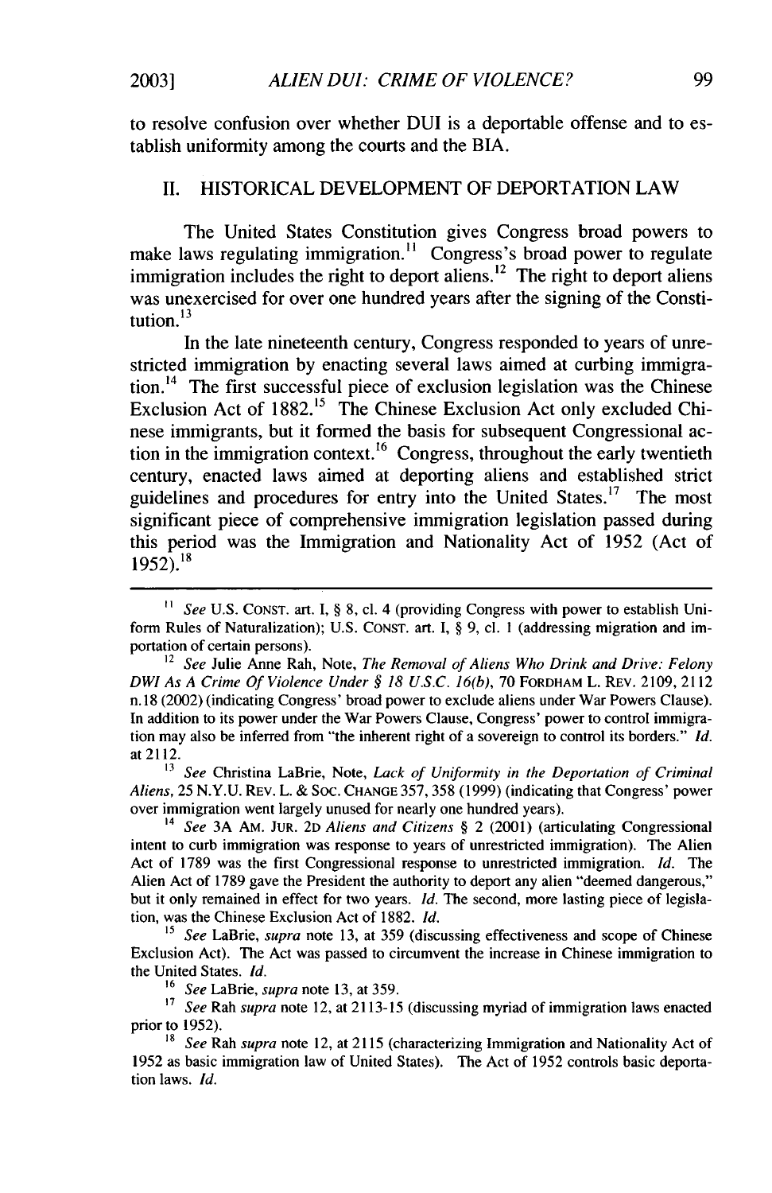to resolve confusion over whether DUI is a deportable offense and to establish uniformity among the courts and the BIA.

## II. HISTORICAL DEVELOPMENT OF DEPORTATION LAW

The United States Constitution gives Congress broad powers to make laws regulating immigration.[11] Congress's broad power to regulate immigration includes the right to deport aliens.[12] The right to deport aliens was unexercised for over one hundred years after the signing of the Constitution.[13]

In the late nineteenth century, Congress responded to years of unrestricted immigration by enacting several laws aimed at curbing immigration.[14] The first successful piece of exclusion legislation was the Chinese Exclusion Act of 1882.[15] The Chinese Exclusion Act only excluded Chinese immigrants, but it formed the basis for subsequent Congressional action in the immigration context.[16] Congress, throughout the early twentieth century, enacted laws aimed at deporting aliens and established strict guidelines and procedures for entry into the United States.[17] The most significant piece of comprehensive immigration legislation passed during this period was the Immigration and Nationality Act of 1952 (Act of 1952).[18]

---

[11] *See* U.S. CONST. art. I, § 8, cl. 4 (providing Congress with power to establish Uniform Rules of Naturalization); U.S. CONST. art. I, § 9, cl. 1 (addressing migration and importation of certain persons).

[12] *See* Julie Anne Rah, Note, *The Removal of Aliens Who Drink and Drive: Felony DWI As A Crime Of Violence Under § 18 U.S.C. 16(b)*, 70 FORDHAM L. REV. 2109, 2112 n.18 (2002) (indicating Congress' broad power to exclude aliens under War Powers Clause). In addition to its power under the War Powers Clause, Congress' power to control immigration may also be inferred from "the inherent right of a sovereign to control its borders." *Id.* at 2112.

[13] *See* Christina LaBrie, Note, *Lack of Uniformity in the Deportation of Criminal Aliens*, 25 N.Y.U. REV. L. & SOC. CHANGE 357, 358 (1999) (indicating that Congress' power over immigration went largely unused for nearly one hundred years).

[14] *See* 3A AM. JUR. 2D *Aliens and Citizens* § 2 (2001) (articulating Congressional intent to curb immigration was response to years of unrestricted immigration). The Alien Act of 1789 was the first Congressional response to unrestricted immigration. *Id.* The Alien Act of 1789 gave the President the authority to deport any alien "deemed dangerous," but it only remained in effect for two years. *Id.* The second, more lasting piece of legislation, was the Chinese Exclusion Act of 1882. *Id.*

[15] *See* LaBrie, *supra* note 13, at 359 (discussing effectiveness and scope of Chinese Exclusion Act). The Act was passed to circumvent the increase in Chinese immigration to the United States. *Id.*

[16] *See* LaBrie, *supra* note 13, at 359.

[17] *See* Rah *supra* note 12, at 2113-15 (discussing myriad of immigration laws enacted prior to 1952).

[18] *See* Rah *supra* note 12, at 2115 (characterizing Immigration and Nationality Act of 1952 as basic immigration law of United States). The Act of 1952 controls basic deportation laws. *Id.*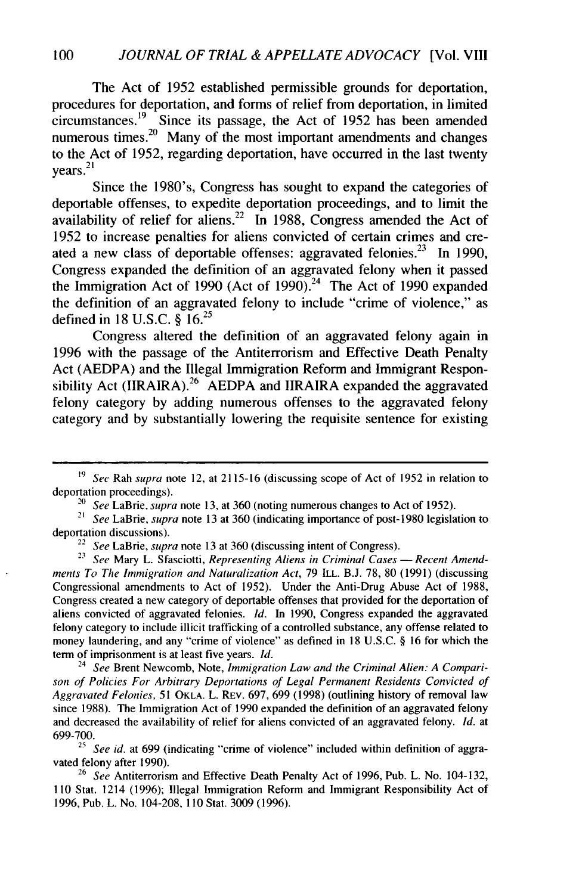The Act of 1952 established permissible grounds for deportation, procedures for deportation, and forms of relief from deportation, in limited circumstances.[19] Since its passage, the Act of 1952 has been amended numerous times.[20] Many of the most important amendments and changes to the Act of 1952, regarding deportation, have occurred in the last twenty years.[21]

Since the 1980's, Congress has sought to expand the categories of deportable offenses, to expedite deportation proceedings, and to limit the availability of relief for aliens.[22] In 1988, Congress amended the Act of 1952 to increase penalties for aliens convicted of certain crimes and created a new class of deportable offenses: aggravated felonies.[23] In 1990, Congress expanded the definition of an aggravated felony when it passed the Immigration Act of 1990 (Act of 1990).[24] The Act of 1990 expanded the definition of an aggravated felony to include "crime of violence," as defined in 18 U.S.C. § 16.[25]

Congress altered the definition of an aggravated felony again in 1996 with the passage of the Antiterrorism and Effective Death Penalty Act (AEDPA) and the Illegal Immigration Reform and Immigrant Responsibility Act (IIRAIRA).[26] AEDPA and IIRAIRA expanded the aggravated felony category by adding numerous offenses to the aggravated felony category and by substantially lowering the requisite sentence for existing

---

[19] *See* Rah *supra* note 12, at 2115-16 (discussing scope of Act of 1952 in relation to deportation proceedings).

[20] *See* LaBrie, *supra* note 13, at 360 (noting numerous changes to Act of 1952).

[21] *See* LaBrie, *supra* note 13 at 360 (indicating importance of post-1980 legislation to deportation discussions).

[22] *See* LaBrie, *supra* note 13 at 360 (discussing intent of Congress).

[23] *See* Mary L. Sfasciotti, *Representing Aliens in Criminal Cases — Recent Amendments To The Immigration and Naturalization Act*, 79 ILL. B.J. 78, 80 (1991) (discussing Congressional amendments to Act of 1952). Under the Anti-Drug Abuse Act of 1988, Congress created a new category of deportable offenses that provided for the deportation of aliens convicted of aggravated felonies. *Id.* In 1990, Congress expanded the aggravated felony category to include illicit trafficking of a controlled substance, any offense related to money laundering, and any "crime of violence" as defined in 18 U.S.C. § 16 for which the term of imprisonment is at least five years. *Id.*

[24] *See* Brent Newcomb, Note, *Immigration Law and the Criminal Alien: A Comparison of Policies For Arbitrary Deportations of Legal Permanent Residents Convicted of Aggravated Felonies*, 51 OKLA. L. REV. 697, 699 (1998) (outlining history of removal law since 1988). The Immigration Act of 1990 expanded the definition of an aggravated felony and decreased the availability of relief for aliens convicted of an aggravated felony. *Id.* at 699-700.

[25] *See id.* at 699 (indicating "crime of violence" included within definition of aggravated felony after 1990).

[26] *See* Antiterrorism and Effective Death Penalty Act of 1996, Pub. L. No. 104-132, 110 Stat. 1214 (1996); Illegal Immigration Reform and Immigrant Responsibility Act of 1996, Pub. L. No. 104-208, 110 Stat. 3009 (1996).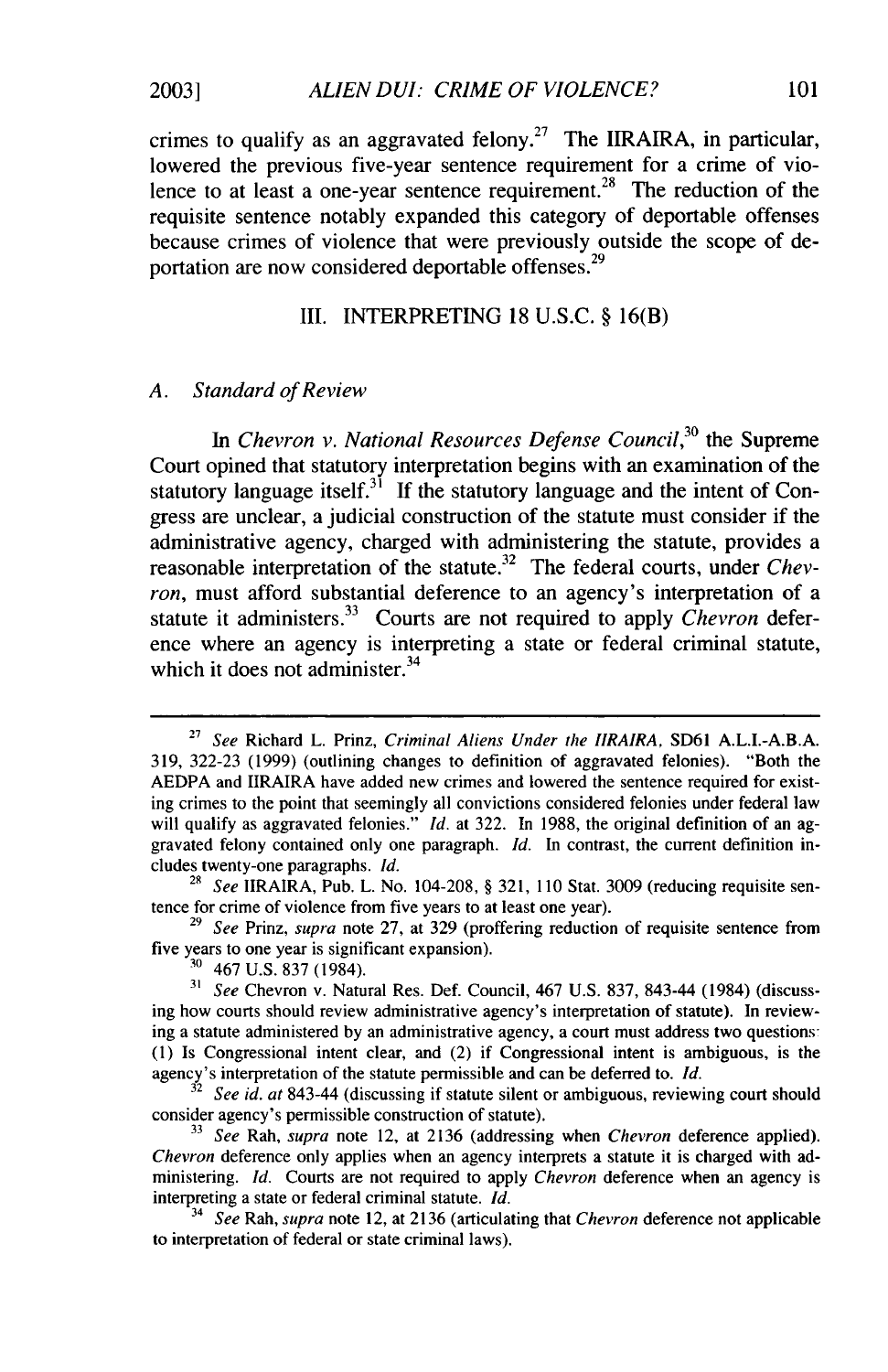crimes to qualify as an aggravated felony.[27] The IIRAIRA, in particular, lowered the previous five-year sentence requirement for a crime of violence to at least a one-year sentence requirement.[28] The reduction of the requisite sentence notably expanded this category of deportable offenses because crimes of violence that were previously outside the scope of deportation are now considered deportable offenses.[29]

## III. INTERPRETING 18 U.S.C. § 16(B)

### A. *Standard of Review*

In *Chevron v. National Resources Defense Council*,[30] the Supreme Court opined that statutory interpretation begins with an examination of the statutory language itself.[31] If the statutory language and the intent of Congress are unclear, a judicial construction of the statute must consider if the administrative agency, charged with administering the statute, provides a reasonable interpretation of the statute.[32] The federal courts, under *Chevron*, must afford substantial deference to an agency's interpretation of a statute it administers.[33] Courts are not required to apply *Chevron* deference where an agency is interpreting a state or federal criminal statute, which it does not administer.[34]

---

[27] *See* Richard L. Prinz, *Criminal Aliens Under the IIRAIRA*, SD61 A.L.I.-A.B.A. 319, 322-23 (1999) (outlining changes to definition of aggravated felonies). "Both the AEDPA and IIRAIRA have added new crimes and lowered the sentence required for existing crimes to the point that seemingly all convictions considered felonies under federal law will qualify as aggravated felonies." *Id.* at 322. In 1988, the original definition of an aggravated felony contained only one paragraph. *Id.* In contrast, the current definition includes twenty-one paragraphs. *Id.*

[28] *See* IIRAIRA, Pub. L. No. 104-208, § 321, 110 Stat. 3009 (reducing requisite sentence for crime of violence from five years to at least one year).

[29] *See* Prinz, *supra* note 27, at 329 (proffering reduction of requisite sentence from five years to one year is significant expansion).

[30] 467 U.S. 837 (1984).

[31] *See* Chevron v. Natural Res. Def. Council, 467 U.S. 837, 843-44 (1984) (discussing how courts should review administrative agency's interpretation of statute). In reviewing a statute administered by an administrative agency, a court must address two questions: (1) Is Congressional intent clear, and (2) if Congressional intent is ambiguous, is the agency's interpretation of the statute permissible and can be deferred to. *Id.*

[32] *See id. at* 843-44 (discussing if statute silent or ambiguous, reviewing court should consider agency's permissible construction of statute).

[33] *See* Rah, *supra* note 12, at 2136 (addressing when *Chevron* deference applied). *Chevron* deference only applies when an agency interprets a statute it is charged with administering. *Id.* Courts are not required to apply *Chevron* deference when an agency is interpreting a state or federal criminal statute. *Id.*

[34] *See* Rah, *supra* note 12, at 2136 (articulating that *Chevron* deference not applicable to interpretation of federal or state criminal laws).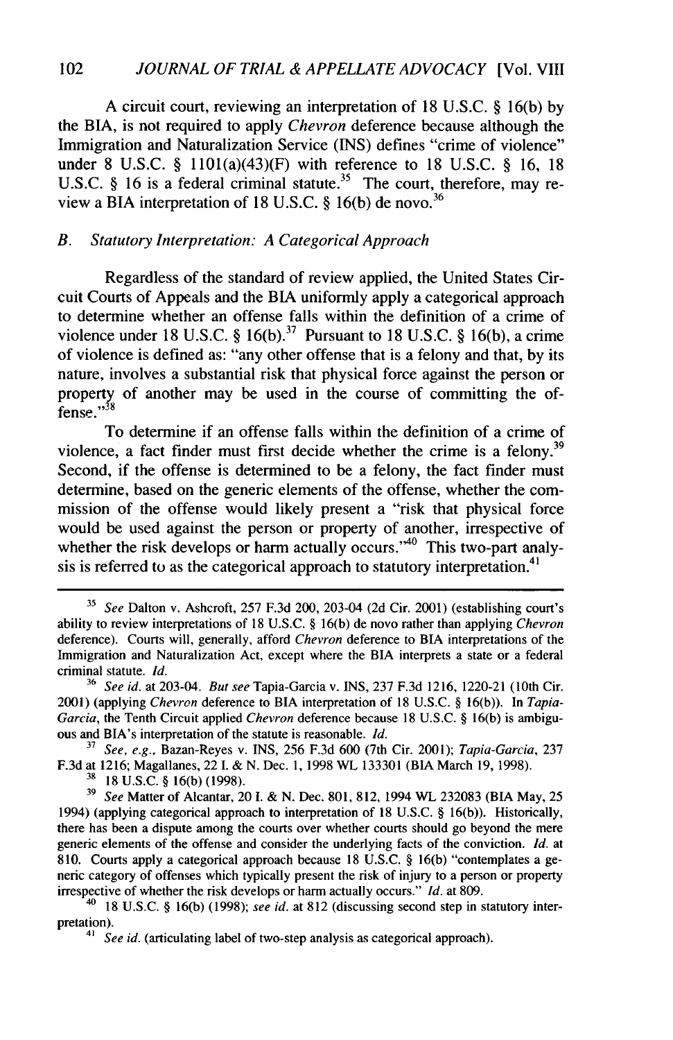A circuit court, reviewing an interpretation of 18 U.S.C. § 16(b) by the BIA, is not required to apply *Chevron* deference because although the Immigration and Naturalization Service (INS) defines "crime of violence" under 8 U.S.C. § 1101(a)(43)(F) with reference to 18 U.S.C. § 16, 18 U.S.C. § 16 is a federal criminal statute.[35] The court, therefore, may review a BIA interpretation of 18 U.S.C. § 16(b) de novo.[36]

### *B. Statutory Interpretation: A Categorical Approach*

Regardless of the standard of review applied, the United States Circuit Courts of Appeals and the BIA uniformly apply a categorical approach to determine whether an offense falls within the definition of a crime of violence under 18 U.S.C. § 16(b).[37] Pursuant to 18 U.S.C. § 16(b), a crime of violence is defined as: "any other offense that is a felony and that, by its nature, involves a substantial risk that physical force against the person or property of another may be used in the course of committing the offense."[38]

To determine if an offense falls within the definition of a crime of violence, a fact finder must first decide whether the crime is a felony.[39] Second, if the offense is determined to be a felony, the fact finder must determine, based on the generic elements of the offense, whether the commission of the offense would likely present a "risk that physical force would be used against the person or property of another, irrespective of whether the risk develops or harm actually occurs."[40] This two-part analysis is referred to as the categorical approach to statutory interpretation.[41]

---

[35] *See* Dalton v. Ashcroft, 257 F.3d 200, 203-04 (2d Cir. 2001) (establishing court's ability to review interpretations of 18 U.S.C. § 16(b) de novo rather than applying *Chevron* deference). Courts will, generally, afford *Chevron* deference to BIA interpretations of the Immigration and Naturalization Act, except where the BIA interprets a state or a federal criminal statute. *Id.*

[36] *See id.* at 203-04. *But see* Tapia-Garcia v. INS, 237 F.3d 1216, 1220-21 (10th Cir. 2001) (applying *Chevron* deference to BIA interpretation of 18 U.S.C. § 16(b)). In *Tapia-Garcia*, the Tenth Circuit applied *Chevron* deference because 18 U.S.C. § 16(b) is ambiguous and BIA's interpretation of the statute is reasonable. *Id.*

[37] *See, e.g.*, Bazan-Reyes v. INS, 256 F.3d 600 (7th Cir. 2001); *Tapia-Garcia*, 237 F.3d at 1216; Magallanes, 22 I. & N. Dec. 1, 1998 WL 133301 (BIA March 19, 1998).

[38] 18 U.S.C. § 16(b) (1998).

[39] *See* Matter of Alcantar, 20 I. & N. Dec. 801, 812, 1994 WL 232083 (BIA May, 25 1994) (applying categorical approach to interpretation of 18 U.S.C. § 16(b)). Historically, there has been a dispute among the courts over whether courts should go beyond the mere generic elements of the offense and consider the underlying facts of the conviction. *Id.* at 810. Courts apply a categorical approach because 18 U.S.C. § 16(b) "contemplates a generic category of offenses which typically present the risk of injury to a person or property irrespective of whether the risk develops or harm actually occurs." *Id.* at 809.

[40] 18 U.S.C. § 16(b) (1998); *see id.* at 812 (discussing second step in statutory interpretation).

[41] *See id.* (articulating label of two-step analysis as categorical approach).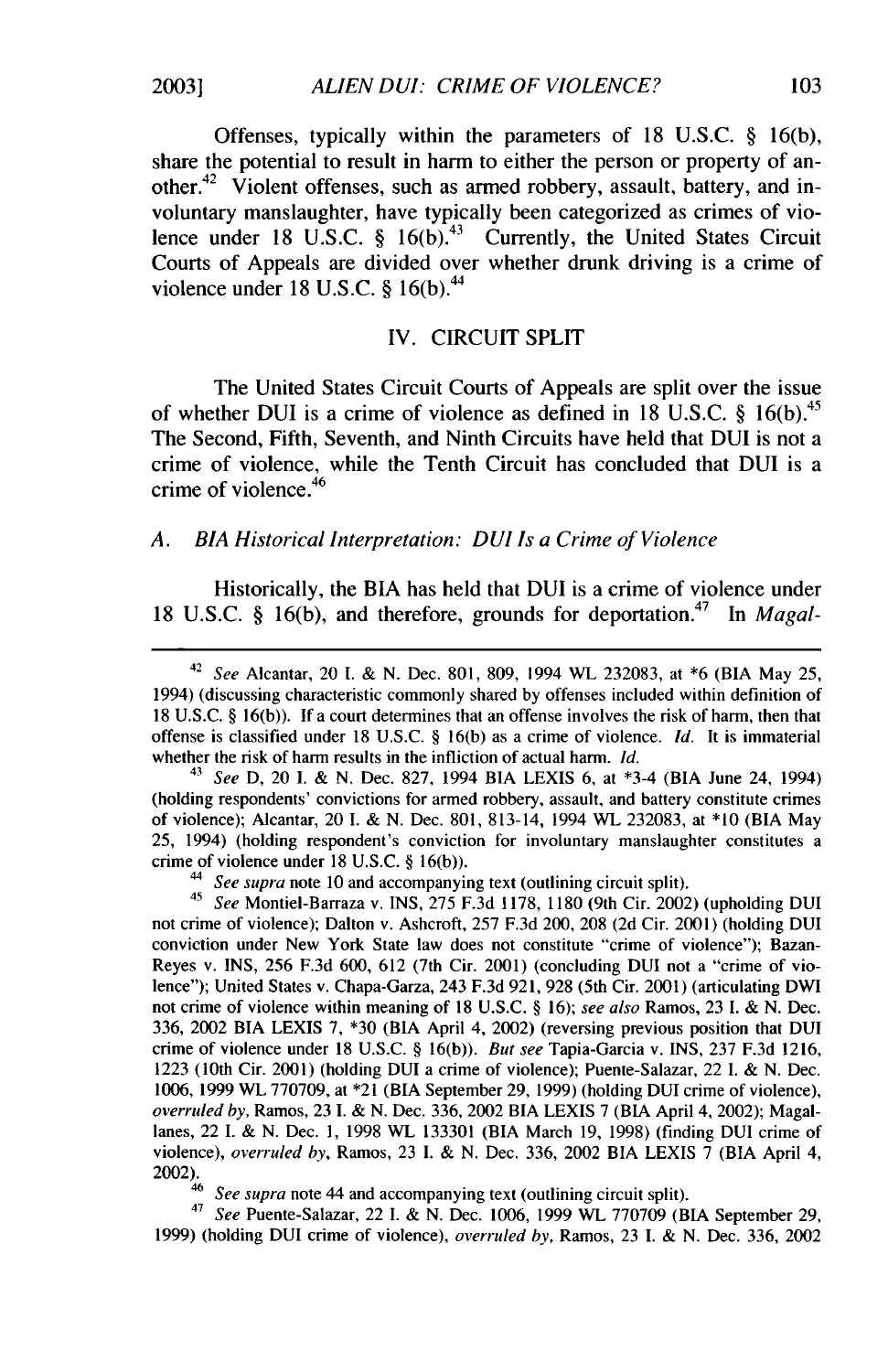Offenses, typically within the parameters of 18 U.S.C. § 16(b), share the potential to result in harm to either the person or property of another.[42] Violent offenses, such as armed robbery, assault, battery, and involuntary manslaughter, have typically been categorized as crimes of violence under 18 U.S.C. § 16(b).[43] Currently, the United States Circuit Courts of Appeals are divided over whether drunk driving is a crime of violence under 18 U.S.C. § 16(b).[44]

## IV. CIRCUIT SPLIT

The United States Circuit Courts of Appeals are split over the issue of whether DUI is a crime of violence as defined in 18 U.S.C. § 16(b).[45] The Second, Fifth, Seventh, and Ninth Circuits have held that DUI is not a crime of violence, while the Tenth Circuit has concluded that DUI is a crime of violence.[46]

### A. *BIA Historical Interpretation: DUI Is a Crime of Violence*

Historically, the BIA has held that DUI is a crime of violence under 18 U.S.C. § 16(b), and therefore, grounds for deportation.[47] In *Magal-*

---

[42] *See* Alcantar, 20 I. & N. Dec. 801, 809, 1994 WL 232083, at *6 (BIA May 25, 1994) (discussing characteristic commonly shared by offenses included within definition of 18 U.S.C. § 16(b)). If a court determines that an offense involves the risk of harm, then that offense is classified under 18 U.S.C. § 16(b) as a crime of violence. *Id.* It is immaterial whether the risk of harm results in the infliction of actual harm. *Id.*

[43] *See* D, 20 I. & N. Dec. 827, 1994 BIA LEXIS 6, at *3-4 (BIA June 24, 1994) (holding respondents' convictions for armed robbery, assault, and battery constitute crimes of violence); Alcantar, 20 I. & N. Dec. 801, 813-14, 1994 WL 232083, at *10 (BIA May 25, 1994) (holding respondent's conviction for involuntary manslaughter constitutes a crime of violence under 18 U.S.C. § 16(b)).

[44] *See supra* note 10 and accompanying text (outlining circuit split).

[45] *See* Montiel-Barraza v. INS, 275 F.3d 1178, 1180 (9th Cir. 2002) (upholding DUI not crime of violence); Dalton v. Ashcroft, 257 F.3d 200, 208 (2d Cir. 2001) (holding DUI conviction under New York State law does not constitute "crime of violence"); Bazan-Reyes v. INS, 256 F.3d 600, 612 (7th Cir. 2001) (concluding DUI not a "crime of violence"); United States v. Chapa-Garza, 243 F.3d 921, 928 (5th Cir. 2001) (articulating DWI not crime of violence within meaning of 18 U.S.C. § 16); *see also* Ramos, 23 I. & N. Dec. 336, 2002 BIA LEXIS 7, *30 (BIA April 4, 2002) (reversing previous position that DUI crime of violence under 18 U.S.C. § 16(b)). *But see* Tapia-Garcia v. INS, 237 F.3d 1216, 1223 (10th Cir. 2001) (holding DUI a crime of violence); Puente-Salazar, 22 I. & N. Dec. 1006, 1999 WL 770709, at *21 (BIA September 29, 1999) (holding DUI crime of violence), *overruled by*, Ramos, 23 I. & N. Dec. 336, 2002 BIA LEXIS 7 (BIA April 4, 2002); Magallanes, 22 I. & N. Dec. 1, 1998 WL 133301 (BIA March 19, 1998) (finding DUI crime of violence), *overruled by*, Ramos, 23 I. & N. Dec. 336, 2002 BIA LEXIS 7 (BIA April 4, 2002).

[46] *See supra* note 44 and accompanying text (outlining circuit split).

[47] *See* Puente-Salazar, 22 I. & N. Dec. 1006, 1999 WL 770709 (BIA September 29, 1999) (holding DUI crime of violence), *overruled by*, Ramos, 23 I. & N. Dec. 336, 2002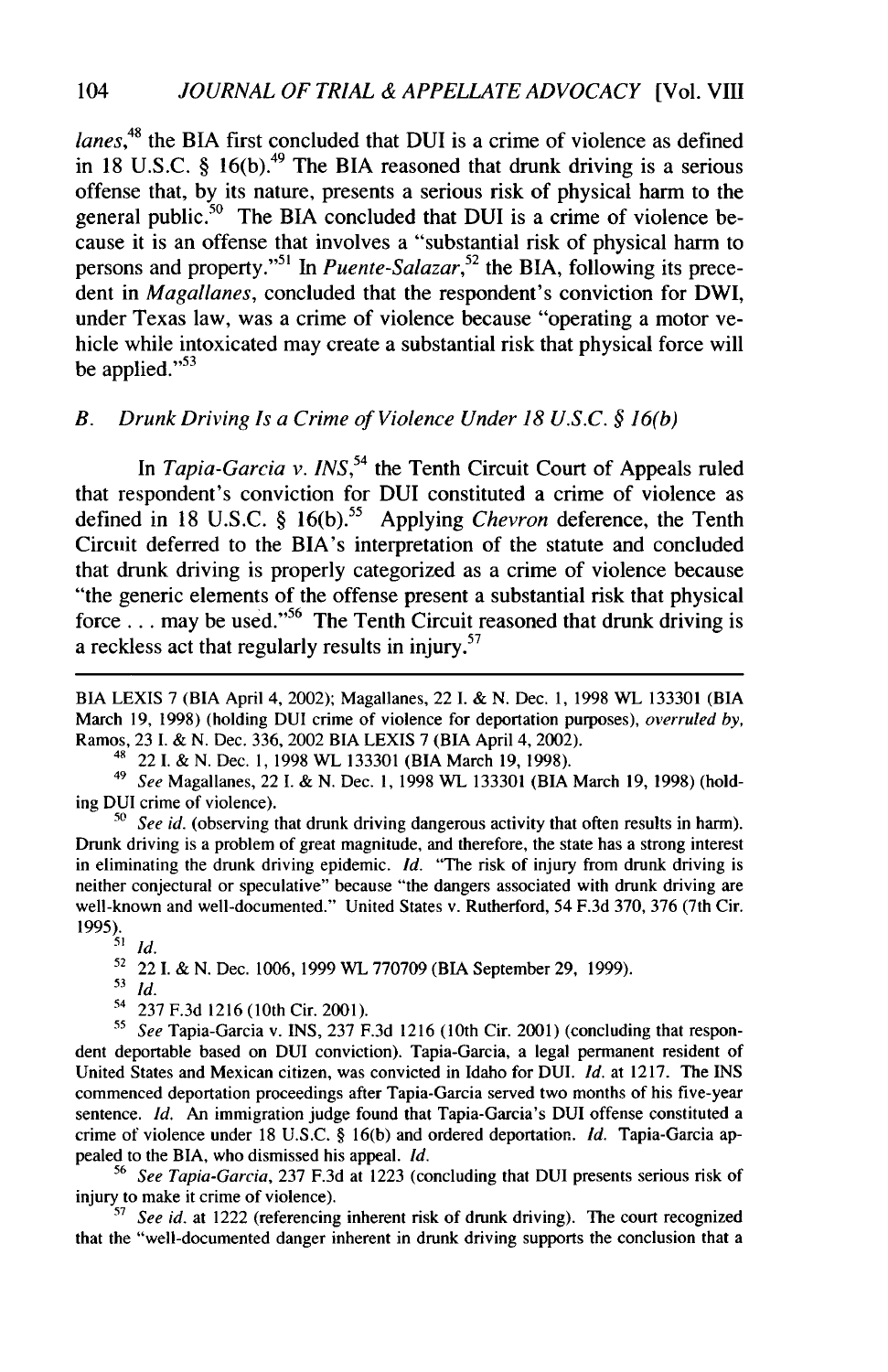*lanes*,[48] the BIA first concluded that DUI is a crime of violence as defined in 18 U.S.C. § 16(b).[49] The BIA reasoned that drunk driving is a serious offense that, by its nature, presents a serious risk of physical harm to the general public.[50] The BIA concluded that DUI is a crime of violence because it is an offense that involves a "substantial risk of physical harm to persons and property."[51] In *Puente-Salazar*,[52] the BIA, following its precedent in *Magallanes*, concluded that the respondent's conviction for DWI, under Texas law, was a crime of violence because "operating a motor vehicle while intoxicated may create a substantial risk that physical force will be applied."[53]

### B. Drunk Driving Is a Crime of Violence Under 18 U.S.C. § 16(b)

In *Tapia-Garcia v. INS*,[54] the Tenth Circuit Court of Appeals ruled that respondent's conviction for DUI constituted a crime of violence as defined in 18 U.S.C. § 16(b).[55] Applying *Chevron* deference, the Tenth Circuit deferred to the BIA's interpretation of the statute and concluded that drunk driving is properly categorized as a crime of violence because "the generic elements of the offense present a substantial risk that physical force . . . may be used."[56] The Tenth Circuit reasoned that drunk driving is a reckless act that regularly results in injury.[57]

---

BIA LEXIS 7 (BIA April 4, 2002); Magallanes, 22 I. & N. Dec. 1, 1998 WL 133301 (BIA March 19, 1998) (holding DUI crime of violence for deportation purposes), *overruled by*, Ramos, 23 I. & N. Dec. 336, 2002 BIA LEXIS 7 (BIA April 4, 2002).

[48] 22 I. & N. Dec. 1, 1998 WL 133301 (BIA March 19, 1998).

[49] *See* Magallanes, 22 I. & N. Dec. 1, 1998 WL 133301 (BIA March 19, 1998) (holding DUI crime of violence).

[50] *See id.* (observing that drunk driving dangerous activity that often results in harm). Drunk driving is a problem of great magnitude, and therefore, the state has a strong interest in eliminating the drunk driving epidemic. *Id.* "The risk of injury from drunk driving is neither conjectural or speculative" because "the dangers associated with drunk driving are well-known and well-documented." United States v. Rutherford, 54 F.3d 370, 376 (7th Cir. 1995).

[51] *Id.*

[52] 22 I. & N. Dec. 1006, 1999 WL 770709 (BIA September 29, 1999).

[53] *Id.*

[54] 237 F.3d 1216 (10th Cir. 2001).

[55] *See* Tapia-Garcia v. INS, 237 F.3d 1216 (10th Cir. 2001) (concluding that respondent deportable based on DUI conviction). Tapia-Garcia, a legal permanent resident of United States and Mexican citizen, was convicted in Idaho for DUI. *Id.* at 1217. The INS commenced deportation proceedings after Tapia-Garcia served two months of his five-year sentence. *Id.* An immigration judge found that Tapia-Garcia's DUI offense constituted a crime of violence under 18 U.S.C. § 16(b) and ordered deportation. *Id.* Tapia-Garcia appealed to the BIA, who dismissed his appeal. *Id.*

[56] *See Tapia-Garcia*, 237 F.3d at 1223 (concluding that DUI presents serious risk of injury to make it crime of violence).

[57] *See id.* at 1222 (referencing inherent risk of drunk driving). The court recognized that the "well-documented danger inherent in drunk driving supports the conclusion that a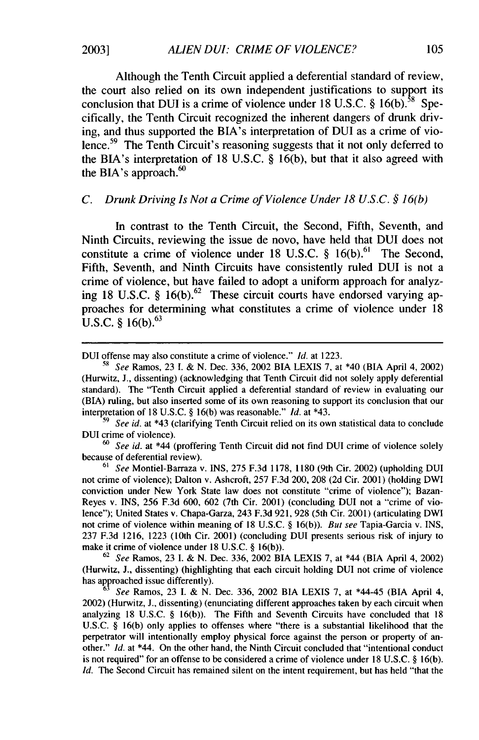Although the Tenth Circuit applied a deferential standard of review, the court also relied on its own independent justifications to support its conclusion that DUI is a crime of violence under 18 U.S.C. § 16(b).[58] Specifically, the Tenth Circuit recognized the inherent dangers of drunk driving, and thus supported the BIA's interpretation of DUI as a crime of violence.[59] The Tenth Circuit's reasoning suggests that it not only deferred to the BIA's interpretation of 18 U.S.C. § 16(b), but that it also agreed with the BIA's approach.[60]

### C. *Drunk Driving Is Not a Crime of Violence Under 18 U.S.C. § 16(b)*

In contrast to the Tenth Circuit, the Second, Fifth, Seventh, and Ninth Circuits, reviewing the issue de novo, have held that DUI does not constitute a crime of violence under 18 U.S.C. § 16(b).[61] The Second, Fifth, Seventh, and Ninth Circuits have consistently ruled DUI is not a crime of violence, but have failed to adopt a uniform approach for analyzing 18 U.S.C. § 16(b).[62] These circuit courts have endorsed varying approaches for determining what constitutes a crime of violence under 18 U.S.C. § 16(b).[63]

---

DUI offense may also constitute a crime of violence." *Id.* at 1223.

[58] *See* Ramos, 23 I. & N. Dec. 336, 2002 BIA LEXIS 7, at *40 (BIA April 4, 2002) (Hurwitz, J., dissenting) (acknowledging that Tenth Circuit did not solely apply deferential standard). The "Tenth Circuit applied a deferential standard of review in evaluating our (BIA) ruling, but also inserted some of its own reasoning to support its conclusion that our interpretation of 18 U.S.C. § 16(b) was reasonable." *Id.* at *43.

[59] *See id.* at *43 (clarifying Tenth Circuit relied on its own statistical data to conclude DUI crime of violence).

[60] *See id.* at *44 (proffering Tenth Circuit did not find DUI crime of violence solely because of deferential review).

[61] *See* Montiel-Barraza v. INS, 275 F.3d 1178, 1180 (9th Cir. 2002) (upholding DUI not crime of violence); Dalton v. Ashcroft, 257 F.3d 200, 208 (2d Cir. 2001) (holding DWI conviction under New York State law does not constitute "crime of violence"); Bazan-Reyes v. INS, 256 F.3d 600, 602 (7th Cir. 2001) (concluding DUI not a "crime of violence"); United States v. Chapa-Garza, 243 F.3d 921, 928 (5th Cir. 2001) (articulating DWI not crime of violence within meaning of 18 U.S.C. § 16(b)). *But see* Tapia-Garcia v. INS, 237 F.3d 1216, 1223 (10th Cir. 2001) (concluding DUI presents serious risk of injury to make it crime of violence under 18 U.S.C. § 16(b)).

[62] *See* Ramos, 23 I. & N. Dec. 336, 2002 BIA LEXIS 7, at *44 (BIA April 4, 2002) (Hurwitz, J., dissenting) (highlighting that each circuit holding DUI not crime of violence has approached issue differently).

[63] *See* Ramos, 23 I. & N. Dec. 336, 2002 BIA LEXIS 7, at *44-45 (BIA April 4, 2002) (Hurwitz, J., dissenting) (enunciating different approaches taken by each circuit when analyzing 18 U.S.C. § 16(b)). The Fifth and Seventh Circuits have concluded that 18 U.S.C. § 16(b) only applies to offenses where "there is a substantial likelihood that the perpetrator will intentionally employ physical force against the person or property of another." *Id.* at *44. On the other hand, the Ninth Circuit concluded that "intentional conduct is not required" for an offense to be considered a crime of violence under 18 U.S.C. § 16(b). *Id.* The Second Circuit has remained silent on the intent requirement, but has held "that the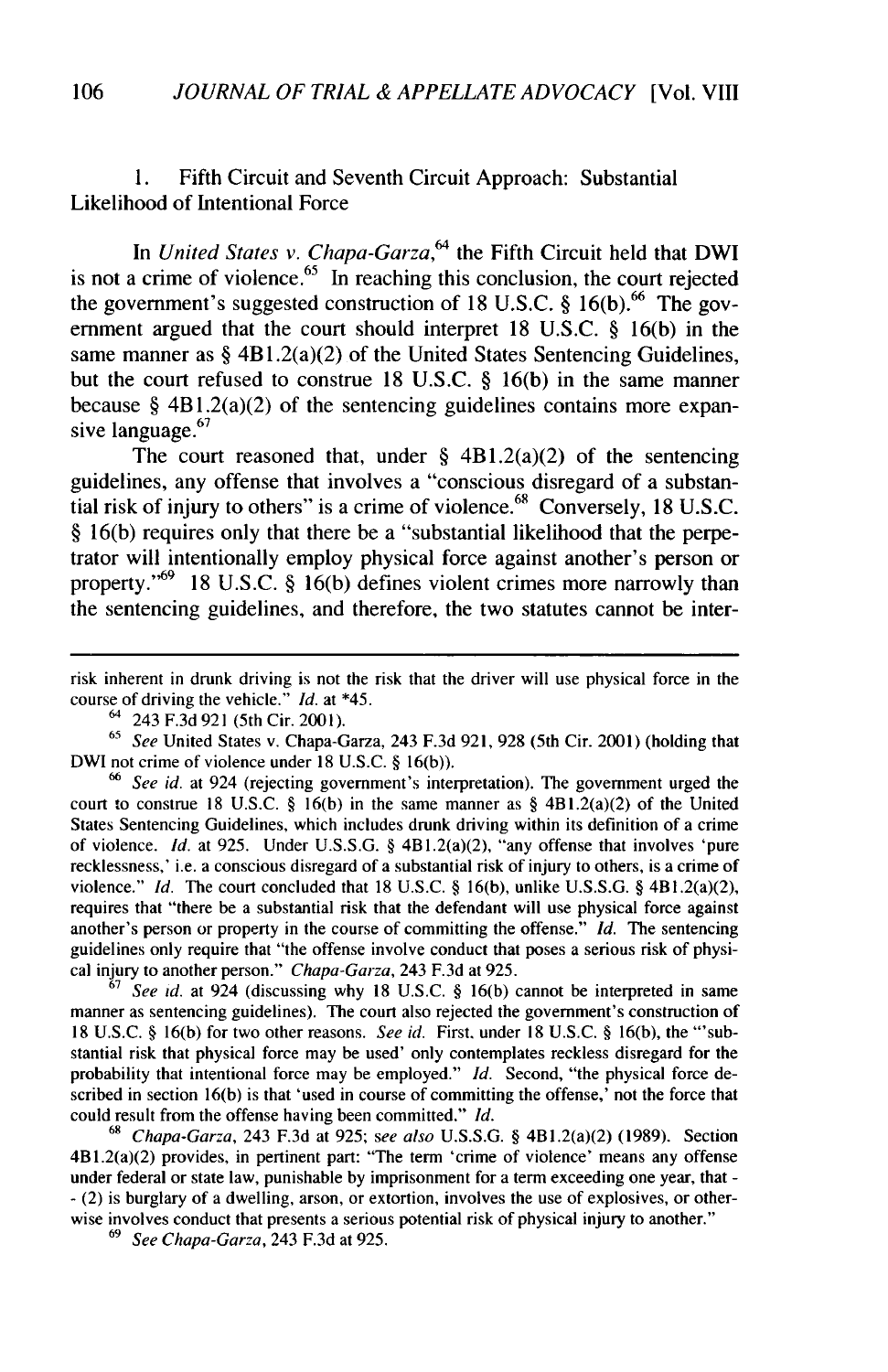1. Fifth Circuit and Seventh Circuit Approach: Substantial Likelihood of Intentional Force

In *United States v. Chapa-Garza*,[64] the Fifth Circuit held that DWI is not a crime of violence.[65] In reaching this conclusion, the court rejected the government's suggested construction of 18 U.S.C. § 16(b).[66] The government argued that the court should interpret 18 U.S.C. § 16(b) in the same manner as § 4B1.2(a)(2) of the United States Sentencing Guidelines, but the court refused to construe 18 U.S.C. § 16(b) in the same manner because § 4B1.2(a)(2) of the sentencing guidelines contains more expansive language.[67]

The court reasoned that, under § 4B1.2(a)(2) of the sentencing guidelines, any offense that involves a "conscious disregard of a substantial risk of injury to others" is a crime of violence.[68] Conversely, 18 U.S.C. § 16(b) requires only that there be a "substantial likelihood that the perpetrator will intentionally employ physical force against another's person or property."[69] 18 U.S.C. § 16(b) defines violent crimes more narrowly than the sentencing guidelines, and therefore, the two statutes cannot be inter-

---

risk inherent in drunk driving is not the risk that the driver will use physical force in the course of driving the vehicle." *Id.* at *45.

[64] 243 F.3d 921 (5th Cir. 2001).

[65] *See* United States v. Chapa-Garza, 243 F.3d 921, 928 (5th Cir. 2001) (holding that DWI not crime of violence under 18 U.S.C. § 16(b)).

[66] *See id.* at 924 (rejecting government's interpretation). The government urged the court to construe 18 U.S.C. § 16(b) in the same manner as § 4B1.2(a)(2) of the United States Sentencing Guidelines, which includes drunk driving within its definition of a crime of violence. *Id.* at 925. Under U.S.S.G. § 4B1.2(a)(2), "any offense that involves 'pure recklessness,' i.e. a conscious disregard of a substantial risk of injury to others, is a crime of violence." *Id.* The court concluded that 18 U.S.C. § 16(b), unlike U.S.S.G. § 4B1.2(a)(2), requires that "there be a substantial risk that the defendant will use physical force against another's person or property in the course of committing the offense." *Id.* The sentencing guidelines only require that "the offense involve conduct that poses a serious risk of physical injury to another person." *Chapa-Garza*, 243 F.3d at 925.

[67] *See id.* at 924 (discussing why 18 U.S.C. § 16(b) cannot be interpreted in same manner as sentencing guidelines). The court also rejected the government's construction of 18 U.S.C. § 16(b) for two other reasons. *See id.* First, under 18 U.S.C. § 16(b), the "'substantial risk that physical force may be used' only contemplates reckless disregard for the probability that intentional force may be employed." *Id.* Second, "the physical force described in section 16(b) is that 'used in course of committing the offense,' not the force that could result from the offense having been committed." *Id.*

[68] *Chapa-Garza*, 243 F.3d at 925; *see also* U.S.S.G. § 4B1.2(a)(2) (1989). Section 4B1.2(a)(2) provides, in pertinent part: "The term 'crime of violence' means any offense under federal or state law, punishable by imprisonment for a term exceeding one year, that -- (2) is burglary of a dwelling, arson, or extortion, involves the use of explosives, or otherwise involves conduct that presents a serious potential risk of physical injury to another."

[69] *See Chapa-Garza*, 243 F.3d at 925.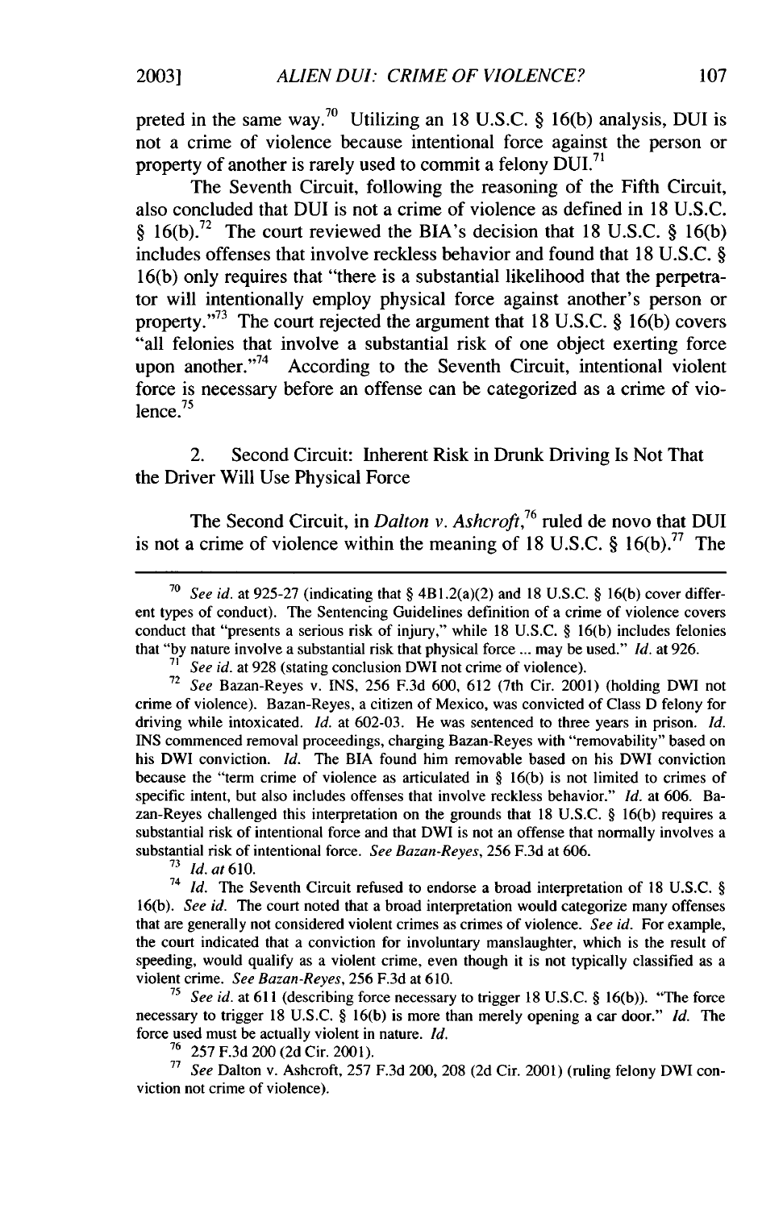preted in the same way.[70] Utilizing an 18 U.S.C. § 16(b) analysis, DUI is not a crime of violence because intentional force against the person or property of another is rarely used to commit a felony DUI.[71]

The Seventh Circuit, following the reasoning of the Fifth Circuit, also concluded that DUI is not a crime of violence as defined in 18 U.S.C. § 16(b).[72] The court reviewed the BIA's decision that 18 U.S.C. § 16(b) includes offenses that involve reckless behavior and found that 18 U.S.C. § 16(b) only requires that "there is a substantial likelihood that the perpetrator will intentionally employ physical force against another's person or property."[73] The court rejected the argument that 18 U.S.C. § 16(b) covers "all felonies that involve a substantial risk of one object exerting force upon another."[74] According to the Seventh Circuit, intentional violent force is necessary before an offense can be categorized as a crime of violence.[75]

### 2. Second Circuit: Inherent Risk in Drunk Driving Is Not That the Driver Will Use Physical Force

The Second Circuit, in *Dalton v. Ashcroft*,[76] ruled de novo that DUI is not a crime of violence within the meaning of 18 U.S.C. § 16(b).[77] The

---

[70] *See id.* at 925-27 (indicating that § 4B1.2(a)(2) and 18 U.S.C. § 16(b) cover different types of conduct). The Sentencing Guidelines definition of a crime of violence covers conduct that "presents a serious risk of injury," while 18 U.S.C. § 16(b) includes felonies that "by nature involve a substantial risk that physical force ... may be used." *Id.* at 926.

[71] *See id.* at 928 (stating conclusion DWI not crime of violence).

[72] *See* Bazan-Reyes v. INS, 256 F.3d 600, 612 (7th Cir. 2001) (holding DWI not crime of violence). Bazan-Reyes, a citizen of Mexico, was convicted of Class D felony for driving while intoxicated. *Id.* at 602-03. He was sentenced to three years in prison. *Id.* INS commenced removal proceedings, charging Bazan-Reyes with "removability" based on his DWI conviction. *Id.* The BIA found him removable based on his DWI conviction because the "term crime of violence as articulated in § 16(b) is not limited to crimes of specific intent, but also includes offenses that involve reckless behavior." *Id.* at 606. Bazan-Reyes challenged this interpretation on the grounds that 18 U.S.C. § 16(b) requires a substantial risk of intentional force and that DWI is not an offense that normally involves a substantial risk of intentional force. *See Bazan-Reyes*, 256 F.3d at 606.

[73] *Id. at* 610.

[74] *Id.* The Seventh Circuit refused to endorse a broad interpretation of 18 U.S.C. § 16(b). *See id.* The court noted that a broad interpretation would categorize many offenses that are generally not considered violent crimes as crimes of violence. *See id.* For example, the court indicated that a conviction for involuntary manslaughter, which is the result of speeding, would qualify as a violent crime, even though it is not typically classified as a violent crime. *See Bazan-Reyes*, 256 F.3d at 610.

[75] *See id.* at 611 (describing force necessary to trigger 18 U.S.C. § 16(b)). "The force necessary to trigger 18 U.S.C. § 16(b) is more than merely opening a car door." *Id.* The force used must be actually violent in nature. *Id.*

[76] 257 F.3d 200 (2d Cir. 2001).

[77] *See* Dalton v. Ashcroft, 257 F.3d 200, 208 (2d Cir. 2001) (ruling felony DWI conviction not crime of violence).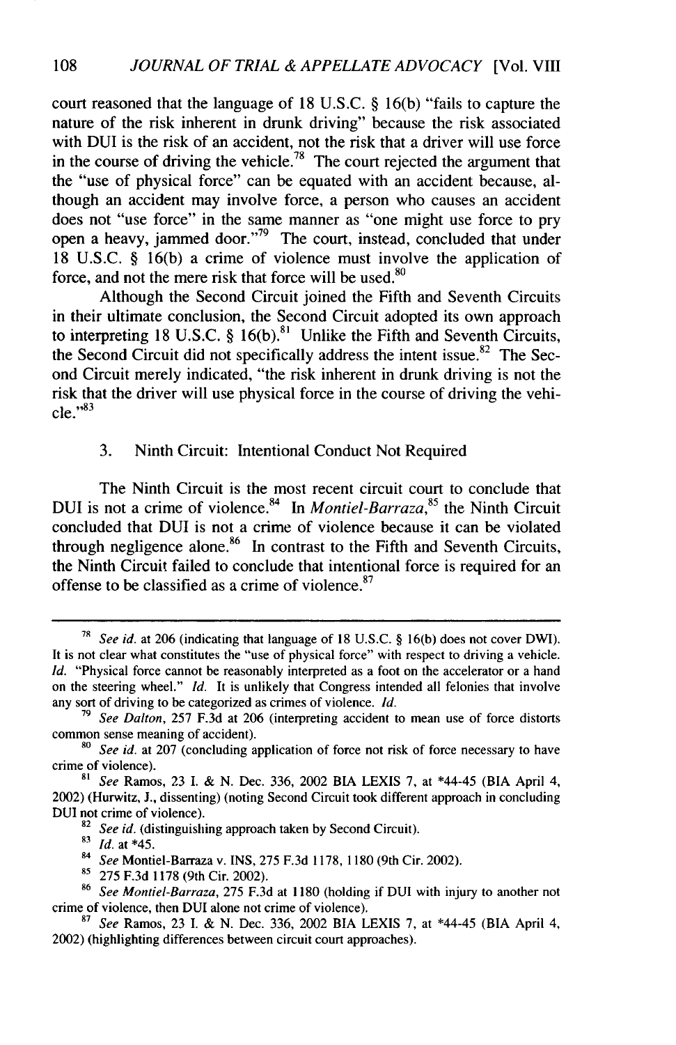court reasoned that the language of 18 U.S.C. § 16(b) "fails to capture the nature of the risk inherent in drunk driving" because the risk associated with DUI is the risk of an accident, not the risk that a driver will use force in the course of driving the vehicle.[78] The court rejected the argument that the "use of physical force" can be equated with an accident because, although an accident may involve force, a person who causes an accident does not "use force" in the same manner as "one might use force to pry open a heavy, jammed door."[79] The court, instead, concluded that under 18 U.S.C. § 16(b) a crime of violence must involve the application of force, and not the mere risk that force will be used.[80]

Although the Second Circuit joined the Fifth and Seventh Circuits in their ultimate conclusion, the Second Circuit adopted its own approach to interpreting 18 U.S.C. § 16(b).[81] Unlike the Fifth and Seventh Circuits, the Second Circuit did not specifically address the intent issue.[82] The Second Circuit merely indicated, "the risk inherent in drunk driving is not the risk that the driver will use physical force in the course of driving the vehicle."[83]

### 3. Ninth Circuit: Intentional Conduct Not Required

The Ninth Circuit is the most recent circuit court to conclude that DUI is not a crime of violence.[84] In *Montiel-Barraza*,[85] the Ninth Circuit concluded that DUI is not a crime of violence because it can be violated through negligence alone.[86] In contrast to the Fifth and Seventh Circuits, the Ninth Circuit failed to conclude that intentional force is required for an offense to be classified as a crime of violence.[87]

---

[78] *See id.* at 206 (indicating that language of 18 U.S.C. § 16(b) does not cover DWI). It is not clear what constitutes the "use of physical force" with respect to driving a vehicle. *Id.* "Physical force cannot be reasonably interpreted as a foot on the accelerator or a hand on the steering wheel." *Id.* It is unlikely that Congress intended all felonies that involve any sort of driving to be categorized as crimes of violence. *Id.*

[79] *See Dalton*, 257 F.3d at 206 (interpreting accident to mean use of force distorts common sense meaning of accident).

[80] *See id.* at 207 (concluding application of force not risk of force necessary to have crime of violence).

[81] *See* Ramos, 23 I. & N. Dec. 336, 2002 BIA LEXIS 7, at *44-45 (BIA April 4, 2002) (Hurwitz, J., dissenting) (noting Second Circuit took different approach in concluding DUI not crime of violence).

[82] *See id.* (distinguishing approach taken by Second Circuit).

[83] *Id.* at *45.

[84] *See* Montiel-Barraza v. INS, 275 F.3d 1178, 1180 (9th Cir. 2002).

[85] 275 F.3d 1178 (9th Cir. 2002).

[86] *See Montiel-Barraza*, 275 F.3d at 1180 (holding if DUI with injury to another not crime of violence, then DUI alone not crime of violence).

[87] *See* Ramos, 23 I. & N. Dec. 336, 2002 BIA LEXIS 7, at *44-45 (BIA April 4, 2002) (highlighting differences between circuit court approaches).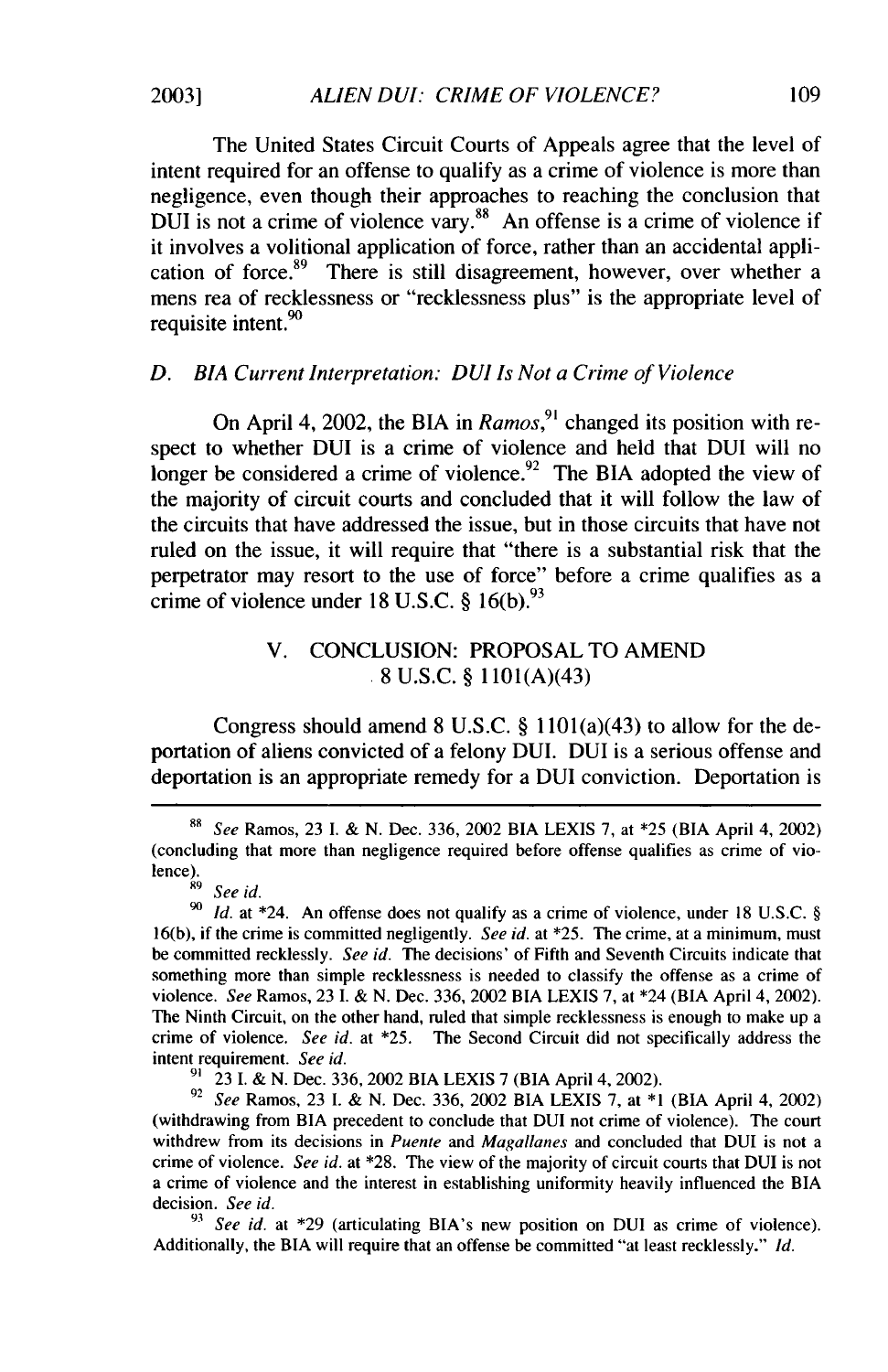The United States Circuit Courts of Appeals agree that the level of intent required for an offense to qualify as a crime of violence is more than negligence, even though their approaches to reaching the conclusion that DUI is not a crime of violence vary.[88] An offense is a crime of violence if it involves a volitional application of force, rather than an accidental application of force.[89] There is still disagreement, however, over whether a mens rea of recklessness or "recklessness plus" is the appropriate level of requisite intent.[90]

### D. *BIA Current Interpretation: DUI Is Not a Crime of Violence*

On April 4, 2002, the BIA in *Ramos*,[91] changed its position with respect to whether DUI is a crime of violence and held that DUI will no longer be considered a crime of violence.[92] The BIA adopted the view of the majority of circuit courts and concluded that it will follow the law of the circuits that have addressed the issue, but in those circuits that have not ruled on the issue, it will require that "there is a substantial risk that the perpetrator may resort to the use of force" before a crime qualifies as a crime of violence under 18 U.S.C. § 16(b).[93]

## V. CONCLUSION: PROPOSAL TO AMEND 8 U.S.C. § 1101(A)(43)

Congress should amend 8 U.S.C. § 1101(a)(43) to allow for the deportation of aliens convicted of a felony DUI. DUI is a serious offense and deportation is an appropriate remedy for a DUI conviction. Deportation is

---

[88] *See* Ramos, 23 I. & N. Dec. 336, 2002 BIA LEXIS 7, at *25 (BIA April 4, 2002) (concluding that more than negligence required before offense qualifies as crime of violence).

[89] *See id.*

[90] *Id.* at *24. An offense does not qualify as a crime of violence, under 18 U.S.C. § 16(b), if the crime is committed negligently. *See id.* at *25. The crime, at a minimum, must be committed recklessly. *See id.* The decisions' of Fifth and Seventh Circuits indicate that something more than simple recklessness is needed to classify the offense as a crime of violence. *See* Ramos, 23 I. & N. Dec. 336, 2002 BIA LEXIS 7, at *24 (BIA April 4, 2002). The Ninth Circuit, on the other hand, ruled that simple recklessness is enough to make up a crime of violence. *See id.* at *25. The Second Circuit did not specifically address the intent requirement. *See id.*

[91] 23 I. & N. Dec. 336, 2002 BIA LEXIS 7 (BIA April 4, 2002).

[92] *See* Ramos, 23 I. & N. Dec. 336, 2002 BIA LEXIS 7, at *1 (BIA April 4, 2002) (withdrawing from BIA precedent to conclude that DUI not crime of violence). The court withdrew from its decisions in *Puente* and *Magallanes* and concluded that DUI is not a crime of violence. *See id.* at *28. The view of the majority of circuit courts that DUI is not a crime of violence and the interest in establishing uniformity heavily influenced the BIA decision. *See id.*

[93] *See id.* at *29 (articulating BIA's new position on DUI as crime of violence). Additionally, the BIA will require that an offense be committed "at least recklessly." *Id.*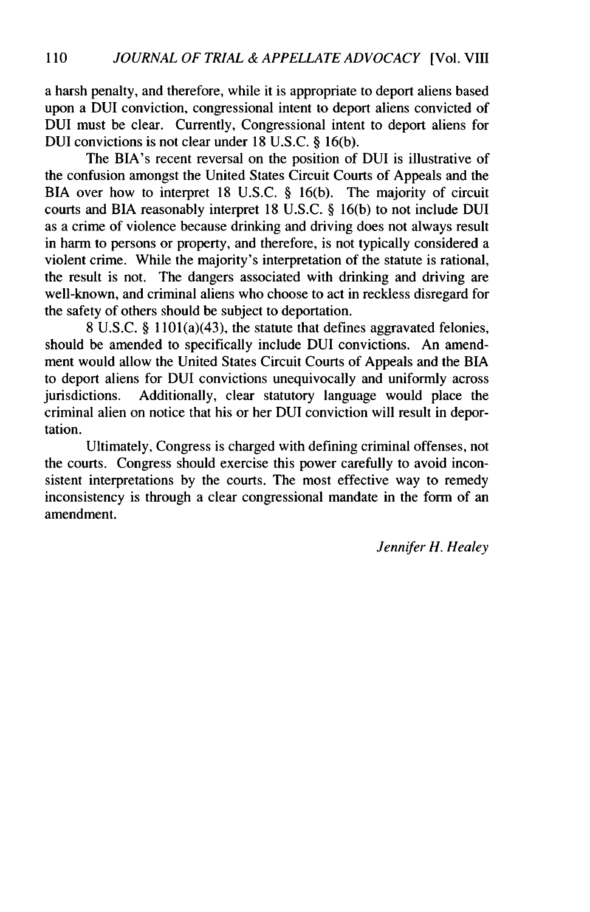a harsh penalty, and therefore, while it is appropriate to deport aliens based upon a DUI conviction, congressional intent to deport aliens convicted of DUI must be clear. Currently, Congressional intent to deport aliens for DUI convictions is not clear under 18 U.S.C. § 16(b).

The BIA's recent reversal on the position of DUI is illustrative of the confusion amongst the United States Circuit Courts of Appeals and the BIA over how to interpret 18 U.S.C. § 16(b). The majority of circuit courts and BIA reasonably interpret 18 U.S.C. § 16(b) to not include DUI as a crime of violence because drinking and driving does not always result in harm to persons or property, and therefore, is not typically considered a violent crime. While the majority's interpretation of the statute is rational, the result is not. The dangers associated with drinking and driving are well-known, and criminal aliens who choose to act in reckless disregard for the safety of others should be subject to deportation.

8 U.S.C. § 1101(a)(43), the statute that defines aggravated felonies, should be amended to specifically include DUI convictions. An amendment would allow the United States Circuit Courts of Appeals and the BIA to deport aliens for DUI convictions unequivocally and uniformly across jurisdictions. Additionally, clear statutory language would place the criminal alien on notice that his or her DUI conviction will result in deportation.

Ultimately, Congress is charged with defining criminal offenses, not the courts. Congress should exercise this power carefully to avoid inconsistent interpretations by the courts. The most effective way to remedy inconsistency is through a clear congressional mandate in the form of an amendment.

*Jennifer H. Healey*